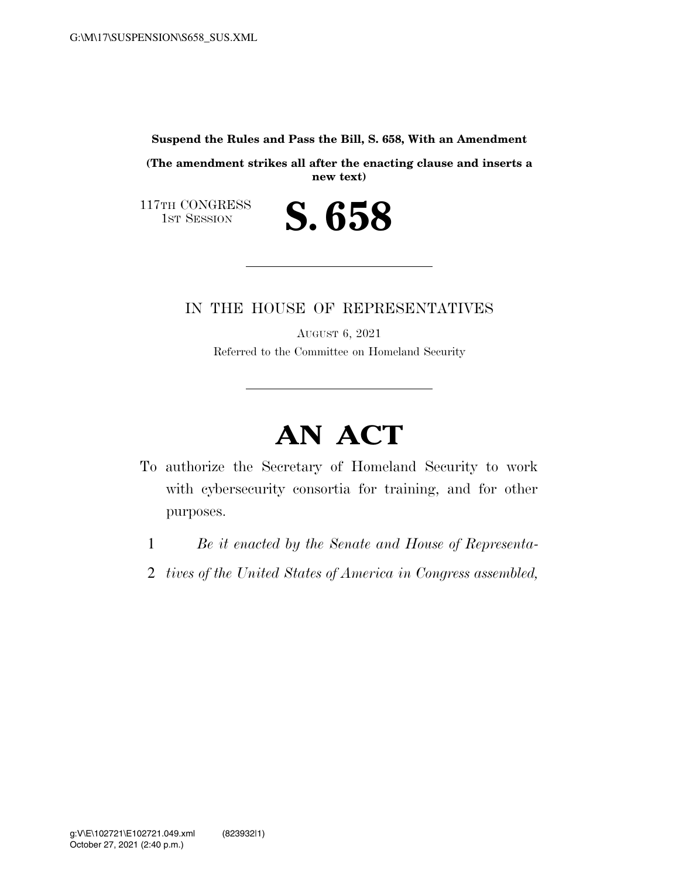**Suspend the Rules and Pass the Bill, S. 658, With an Amendment**

**(The amendment strikes all after the enacting clause and inserts a new text)**

117TH CONGRESS
1ST SESSION

# S. 658

IN THE HOUSE OF REPRESENTATIVES

AUGUST 6, 2021

Referred to the Committee on Homeland Security

# AN ACT

To authorize the Secretary of Homeland Security to work with cybersecurity consortia for training, and for other purposes.

1 *Be it enacted by the Senate and House of Representa-*
2 *tives of the United States of America in Congress assembled,*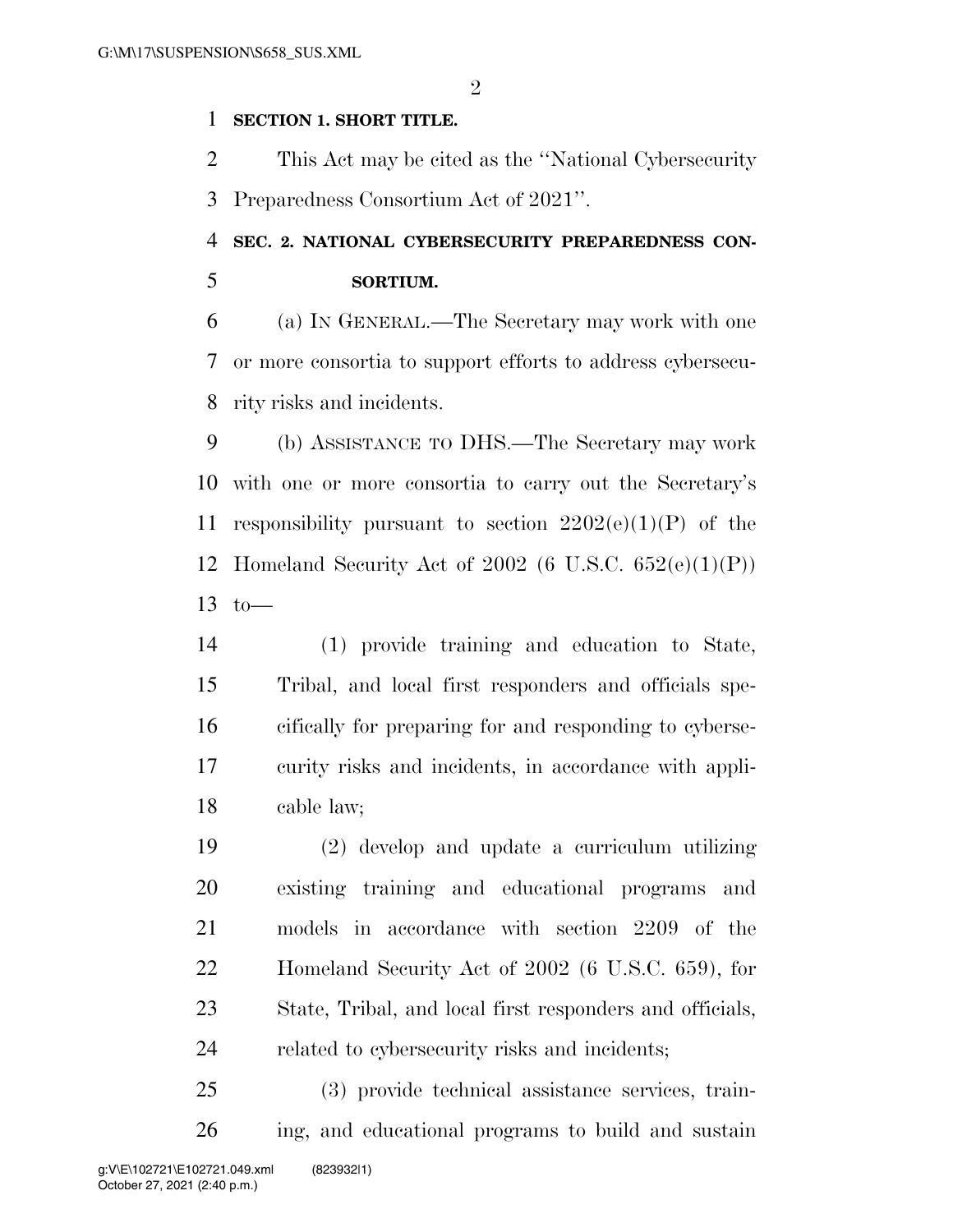**SECTION 1. SHORT TITLE.**

This Act may be cited as the ''National Cybersecurity Preparedness Consortium Act of 2021''.

**SEC. 2. NATIONAL CYBERSECURITY PREPAREDNESS CONSORTIUM.**

(a) IN GENERAL.—The Secretary may work with one or more consortia to support efforts to address cybersecurity risks and incidents.

(b) ASSISTANCE TO DHS.—The Secretary may work with one or more consortia to carry out the Secretary's responsibility pursuant to section 2202(e)(1)(P) of the Homeland Security Act of 2002 (6 U.S.C. 652(e)(1)(P)) to—

(1) provide training and education to State, Tribal, and local first responders and officials specifically for preparing for and responding to cybersecurity risks and incidents, in accordance with applicable law;

(2) develop and update a curriculum utilizing existing training and educational programs and models in accordance with section 2209 of the Homeland Security Act of 2002 (6 U.S.C. 659), for State, Tribal, and local first responders and officials, related to cybersecurity risks and incidents;

(3) provide technical assistance services, training, and educational programs to build and sustain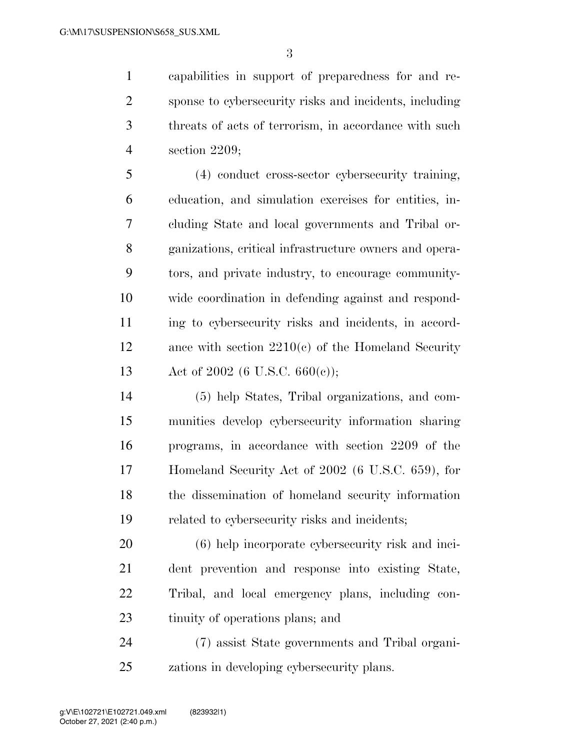capabilities in support of preparedness for and response to cybersecurity risks and incidents, including threats of acts of terrorism, in accordance with such section 2209;

(4) conduct cross-sector cybersecurity training, education, and simulation exercises for entities, including State and local governments and Tribal organizations, critical infrastructure owners and operators, and private industry, to encourage community-wide coordination in defending against and responding to cybersecurity risks and incidents, in accordance with section 2210(c) of the Homeland Security Act of 2002 (6 U.S.C. 660(c));

(5) help States, Tribal organizations, and communities develop cybersecurity information sharing programs, in accordance with section 2209 of the Homeland Security Act of 2002 (6 U.S.C. 659), for the dissemination of homeland security information related to cybersecurity risks and incidents;

(6) help incorporate cybersecurity risk and incident prevention and response into existing State, Tribal, and local emergency plans, including continuity of operations plans; and

(7) assist State governments and Tribal organizations in developing cybersecurity plans.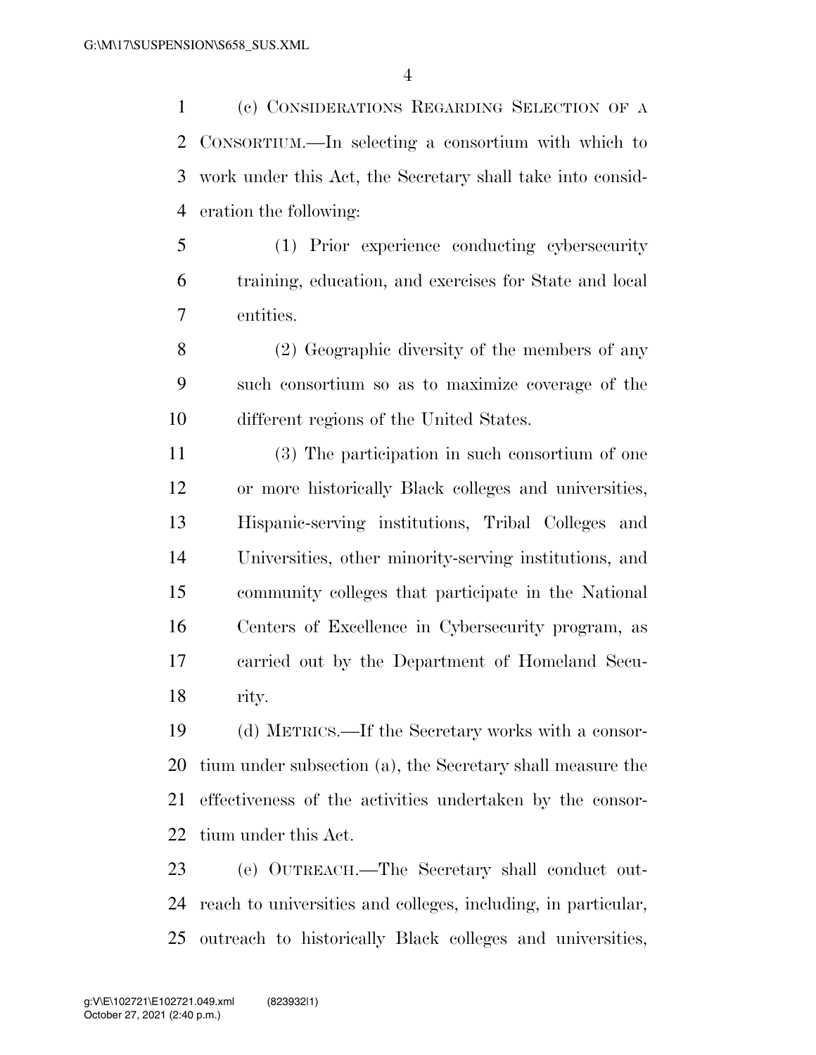(c) CONSIDERATIONS REGARDING SELECTION OF A CONSORTIUM.—In selecting a consortium with which to work under this Act, the Secretary shall take into consideration the following:

(1) Prior experience conducting cybersecurity training, education, and exercises for State and local entities.

(2) Geographic diversity of the members of any such consortium so as to maximize coverage of the different regions of the United States.

(3) The participation in such consortium of one or more historically Black colleges and universities, Hispanic-serving institutions, Tribal Colleges and Universities, other minority-serving institutions, and community colleges that participate in the National Centers of Excellence in Cybersecurity program, as carried out by the Department of Homeland Security.

(d) METRICS.—If the Secretary works with a consortium under subsection (a), the Secretary shall measure the effectiveness of the activities undertaken by the consortium under this Act.

(e) OUTREACH.—The Secretary shall conduct outreach to universities and colleges, including, in particular, outreach to historically Black colleges and universities,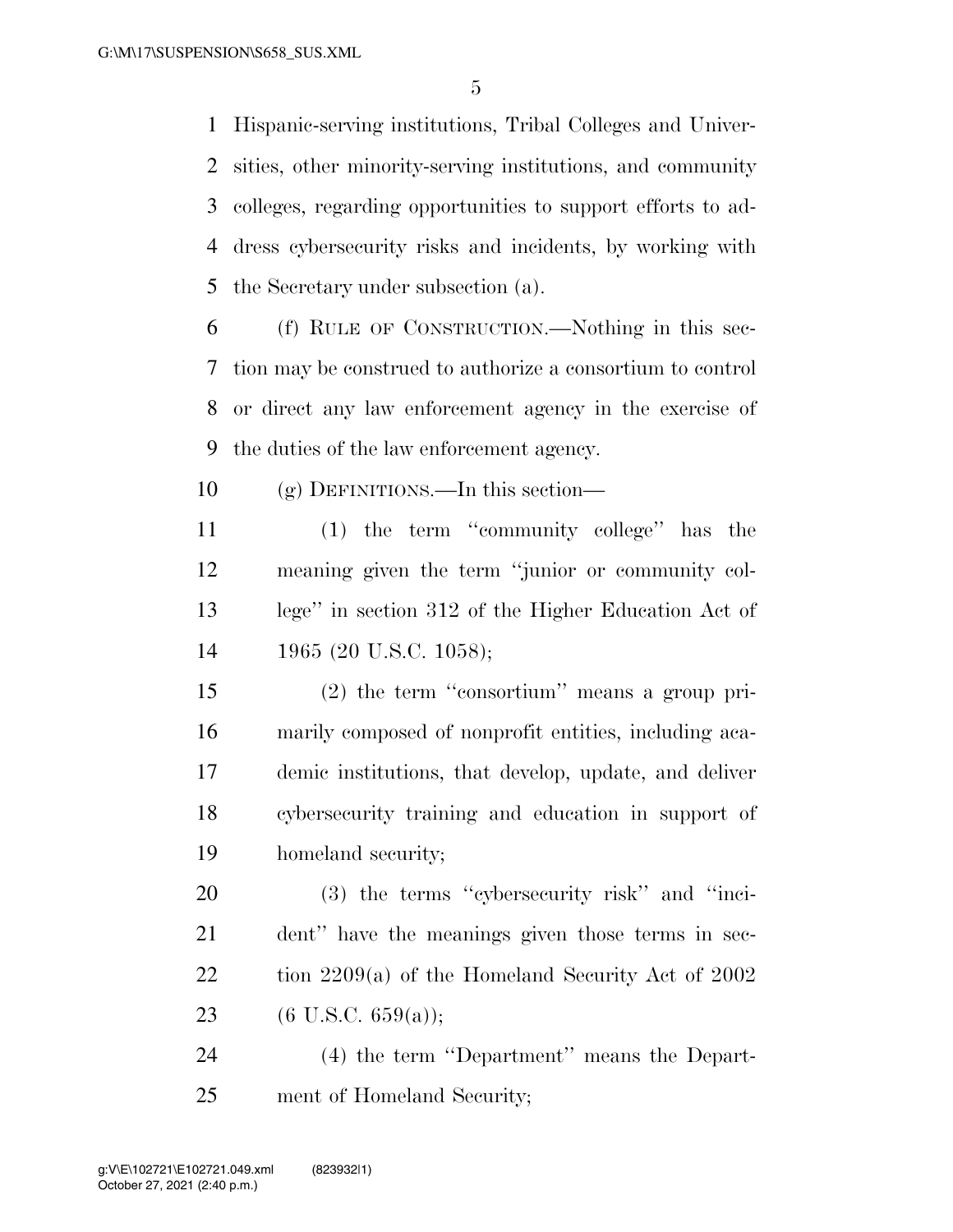Hispanic-serving institutions, Tribal Colleges and Universities, other minority-serving institutions, and community colleges, regarding opportunities to support efforts to address cybersecurity risks and incidents, by working with the Secretary under subsection (a).

(f) RULE OF CONSTRUCTION.—Nothing in this section may be construed to authorize a consortium to control or direct any law enforcement agency in the exercise of the duties of the law enforcement agency.

(g) DEFINITIONS.—In this section—

(1) the term "community college" has the meaning given the term "junior or community college" in section 312 of the Higher Education Act of 1965 (20 U.S.C. 1058);

(2) the term "consortium" means a group primarily composed of nonprofit entities, including academic institutions, that develop, update, and deliver cybersecurity training and education in support of homeland security;

(3) the terms "cybersecurity risk" and "incident" have the meanings given those terms in section 2209(a) of the Homeland Security Act of 2002 (6 U.S.C. 659(a));

(4) the term "Department" means the Department of Homeland Security;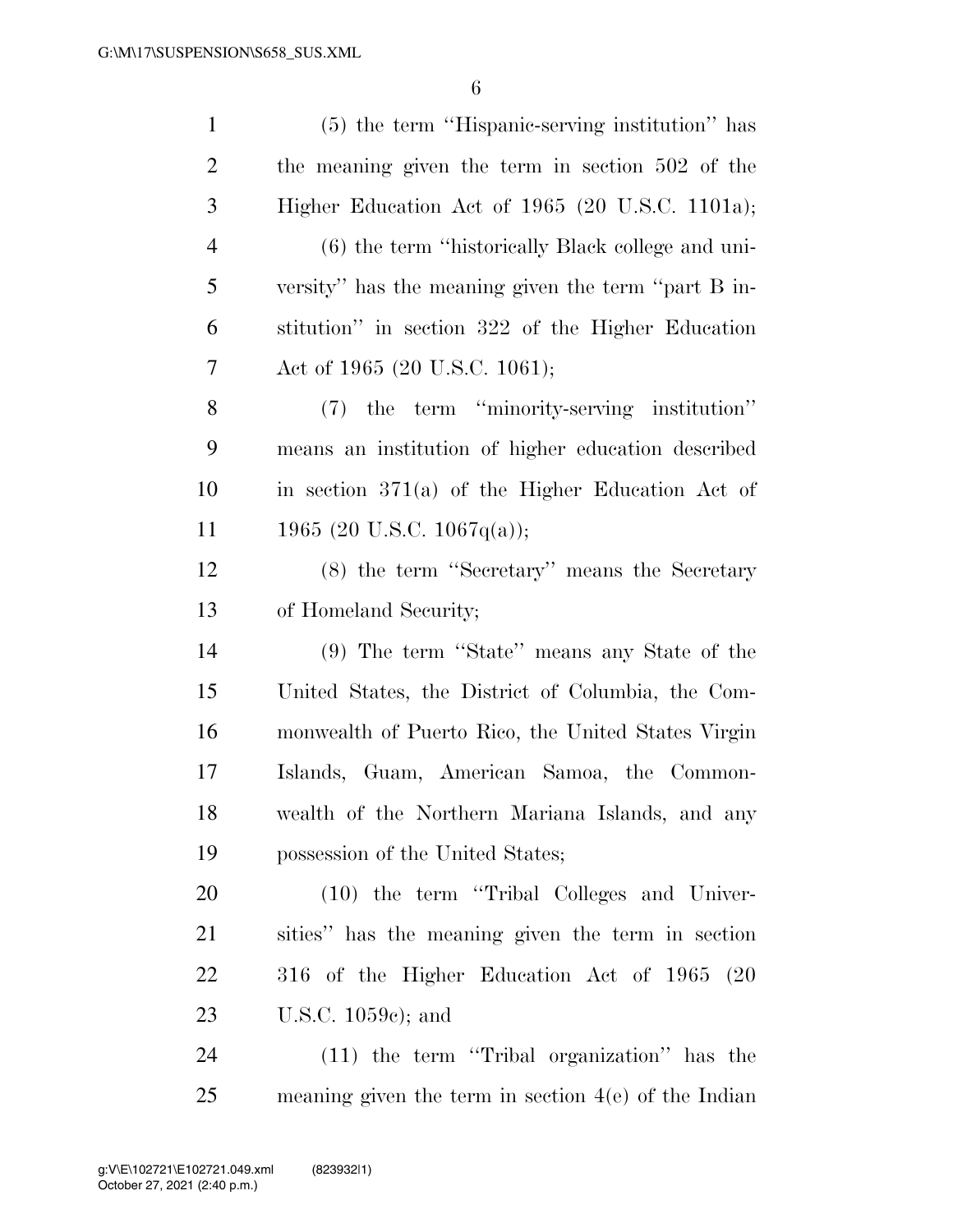(5) the term "Hispanic-serving institution" has the meaning given the term in section 502 of the Higher Education Act of 1965 (20 U.S.C. 1101a);

(6) the term "historically Black college and university" has the meaning given the term "part B institution" in section 322 of the Higher Education Act of 1965 (20 U.S.C. 1061);

(7) the term "minority-serving institution" means an institution of higher education described in section 371(a) of the Higher Education Act of 1965 (20 U.S.C. 1067q(a));

(8) the term "Secretary" means the Secretary of Homeland Security;

(9) The term "State" means any State of the United States, the District of Columbia, the Commonwealth of Puerto Rico, the United States Virgin Islands, Guam, American Samoa, the Commonwealth of the Northern Mariana Islands, and any possession of the United States;

(10) the term "Tribal Colleges and Universities" has the meaning given the term in section 316 of the Higher Education Act of 1965 (20 U.S.C. 1059c); and

(11) the term "Tribal organization" has the meaning given the term in section 4(e) of the Indian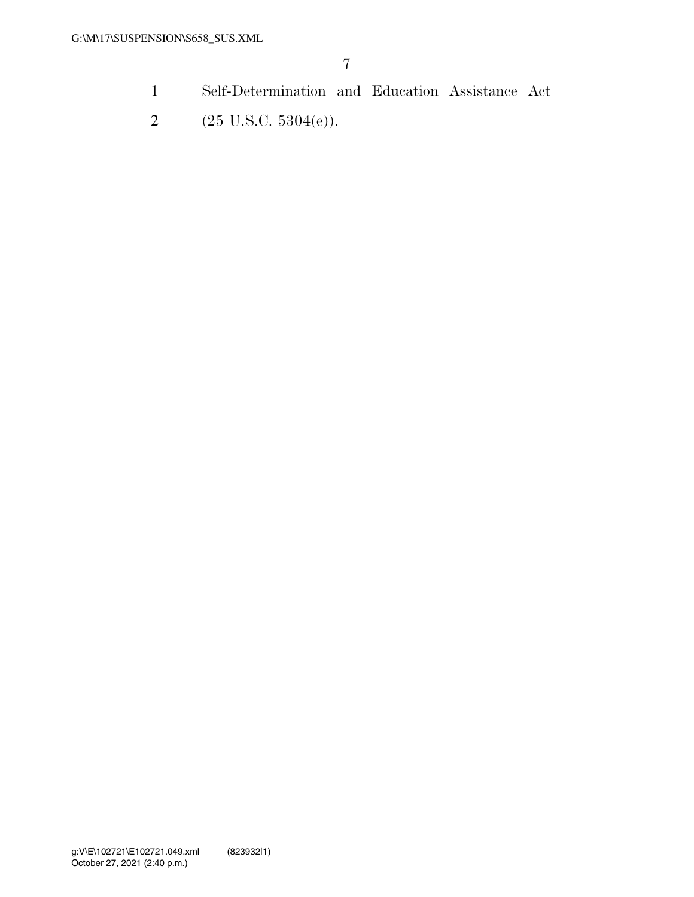Self-Determination and Education Assistance Act (25 U.S.C. 5304(e)).